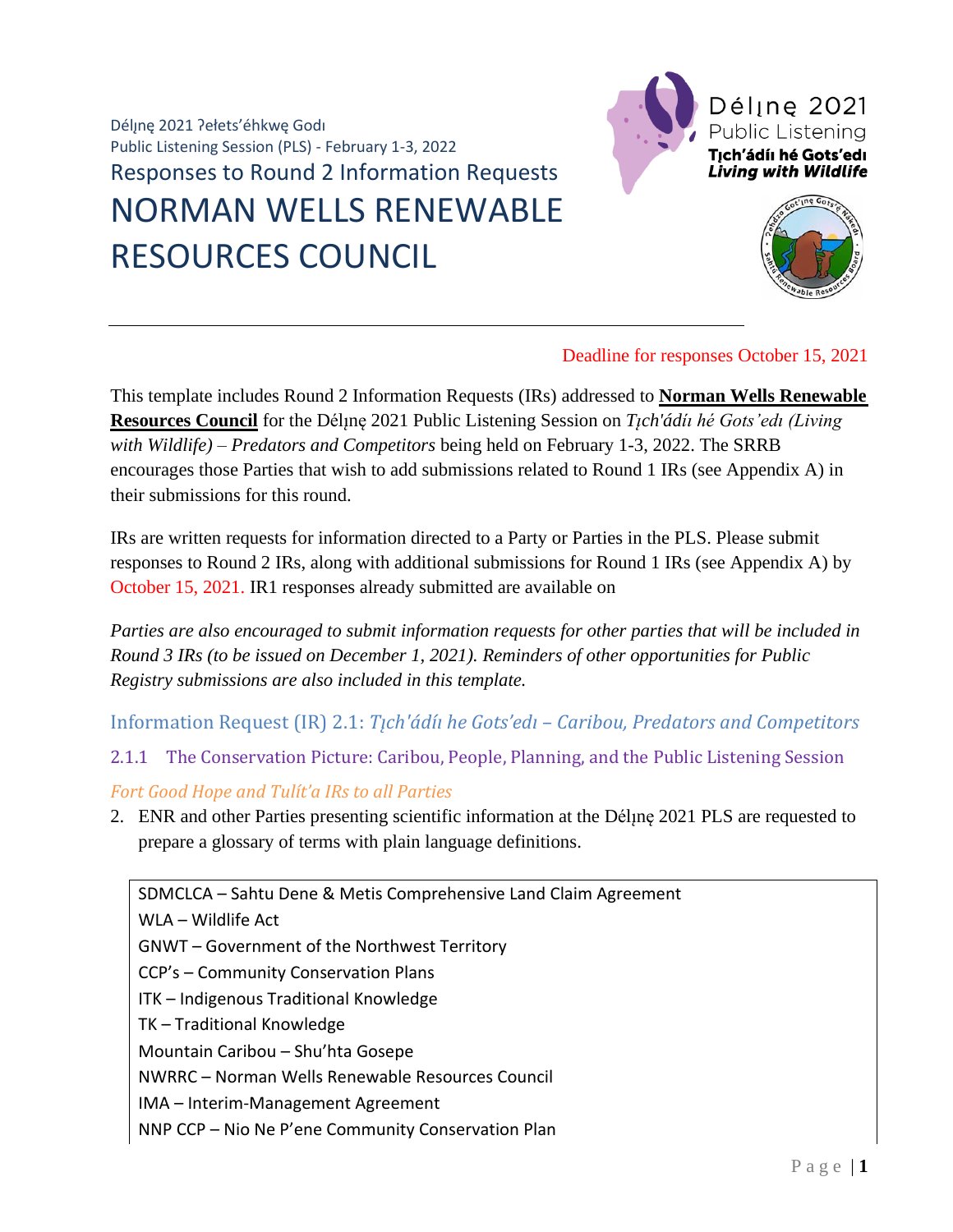Délı̨nę 2021 ʔełets'éhkwę Godı
Public Listening Session (PLS) - February 1-3, 2022

Responses to Round 2 Information Requests

# NORMAN WELLS RENEWABLE RESOURCES COUNCIL

Délı̨nę 2021
Public Listening
**Tı̨ch'ádíı hé Gots'edı**
***Living with Wildlife***

Deadline for responses October 15, 2021

This template includes Round 2 Information Requests (IRs) addressed to **Norman Wells Renewable Resources Council** for the Délı̨nę 2021 Public Listening Session on *Tı̨ch'ádíı hé Gots'edı (Living with Wildlife) – Predators and Competitors* being held on February 1-3, 2022. The SRRB encourages those Parties that wish to add submissions related to Round 1 IRs (see Appendix A) in their submissions for this round.

IRs are written requests for information directed to a Party or Parties in the PLS. Please submit responses to Round 2 IRs, along with additional submissions for Round 1 IRs (see Appendix A) by October 15, 2021. IR1 responses already submitted are available on

*Parties are also encouraged to submit information requests for other parties that will be included in Round 3 IRs (to be issued on December 1, 2021). Reminders of other opportunities for Public Registry submissions are also included in this template.*

## Information Request (IR) 2.1: *Tı̨ch'ádíı he Gots'edı – Caribou, Predators and Competitors*

### 2.1.1 The Conservation Picture: Caribou, People, Planning, and the Public Listening Session

*Fort Good Hope and Tulít'a IRs to all Parties*

2. ENR and other Parties presenting scientific information at the Délı̨nę 2021 PLS are requested to prepare a glossary of terms with plain language definitions.

SDMCLCA – Sahtu Dene & Metis Comprehensive Land Claim Agreement
WLA – Wildlife Act
GNWT – Government of the Northwest Territory
CCP's – Community Conservation Plans
ITK – Indigenous Traditional Knowledge
TK – Traditional Knowledge
Mountain Caribou – Shu'hta Gosepe
NWRRC – Norman Wells Renewable Resources Council
IMA – Interim-Management Agreement
NNP CCP – Nio Ne P'ene Community Conservation Plan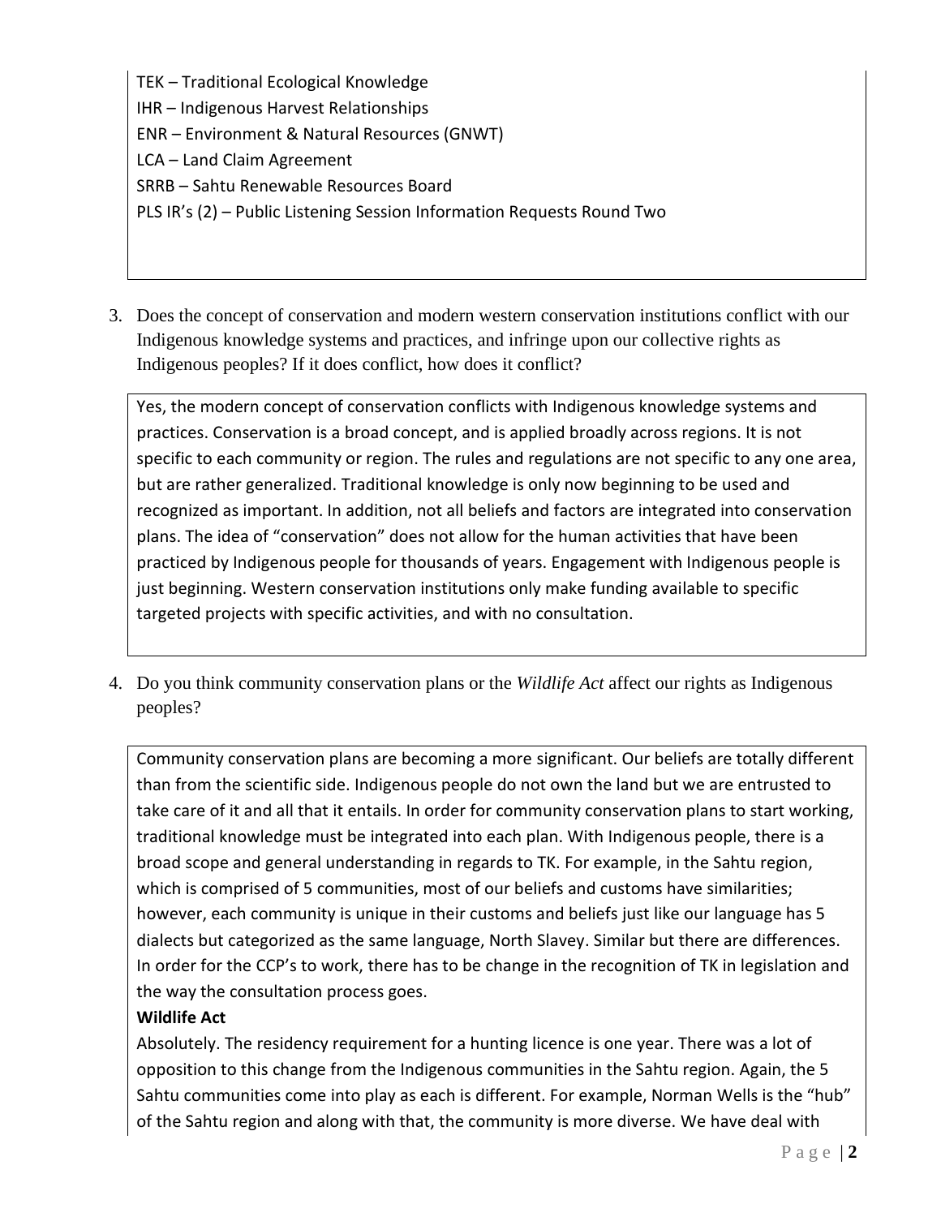TEK – Traditional Ecological Knowledge
IHR – Indigenous Harvest Relationships
ENR – Environment & Natural Resources (GNWT)
LCA – Land Claim Agreement
SRRB – Sahtu Renewable Resources Board
PLS IR's (2) – Public Listening Session Information Requests Round Two

3. Does the concept of conservation and modern western conservation institutions conflict with our Indigenous knowledge systems and practices, and infringe upon our collective rights as Indigenous peoples? If it does conflict, how does it conflict?

Yes, the modern concept of conservation conflicts with Indigenous knowledge systems and practices. Conservation is a broad concept, and is applied broadly across regions. It is not specific to each community or region. The rules and regulations are not specific to any one area, but are rather generalized. Traditional knowledge is only now beginning to be used and recognized as important. In addition, not all beliefs and factors are integrated into conservation plans. The idea of "conservation" does not allow for the human activities that have been practiced by Indigenous people for thousands of years. Engagement with Indigenous people is just beginning. Western conservation institutions only make funding available to specific targeted projects with specific activities, and with no consultation.

4. Do you think community conservation plans or the *Wildlife Act* affect our rights as Indigenous peoples?

Community conservation plans are becoming a more significant. Our beliefs are totally different than from the scientific side. Indigenous people do not own the land but we are entrusted to take care of it and all that it entails. In order for community conservation plans to start working, traditional knowledge must be integrated into each plan. With Indigenous people, there is a broad scope and general understanding in regards to TK. For example, in the Sahtu region, which is comprised of 5 communities, most of our beliefs and customs have similarities; however, each community is unique in their customs and beliefs just like our language has 5 dialects but categorized as the same language, North Slavey. Similar but there are differences. In order for the CCP's to work, there has to be change in the recognition of TK in legislation and the way the consultation process goes.

**Wildlife Act**

Absolutely. The residency requirement for a hunting licence is one year. There was a lot of opposition to this change from the Indigenous communities in the Sahtu region. Again, the 5 Sahtu communities come into play as each is different. For example, Norman Wells is the "hub" of the Sahtu region and along with that, the community is more diverse. We have deal with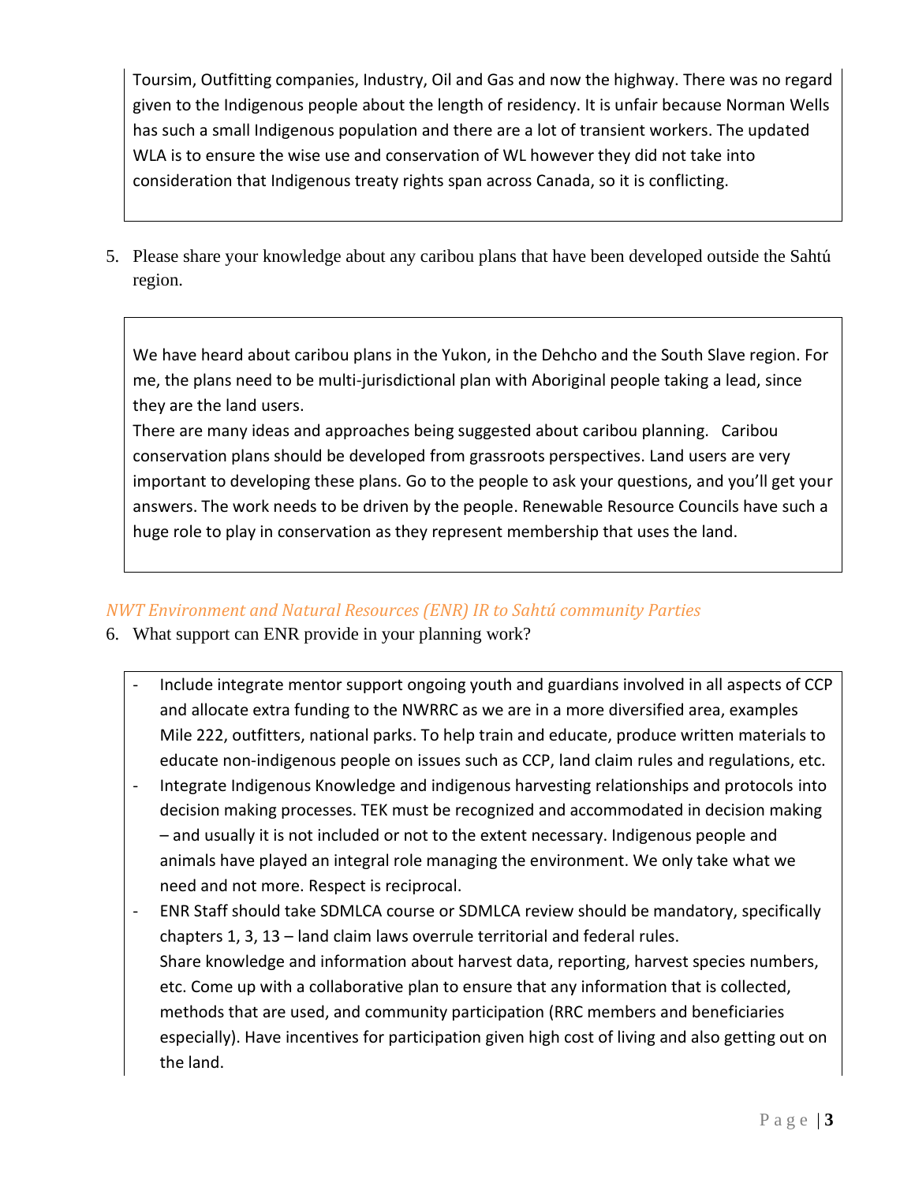Toursim, Outfitting companies, Industry, Oil and Gas and now the highway. There was no regard given to the Indigenous people about the length of residency. It is unfair because Norman Wells has such a small Indigenous population and there are a lot of transient workers. The updated WLA is to ensure the wise use and conservation of WL however they did not take into consideration that Indigenous treaty rights span across Canada, so it is conflicting.

5. Please share your knowledge about any caribou plans that have been developed outside the Sahtú region.

We have heard about caribou plans in the Yukon, in the Dehcho and the South Slave region. For me, the plans need to be multi-jurisdictional plan with Aboriginal people taking a lead, since they are the land users.

There are many ideas and approaches being suggested about caribou planning. Caribou conservation plans should be developed from grassroots perspectives. Land users are very important to developing these plans. Go to the people to ask your questions, and you'll get your answers. The work needs to be driven by the people. Renewable Resource Councils have such a huge role to play in conservation as they represent membership that uses the land.

### *NWT Environment and Natural Resources (ENR) IR to Sahtú community Parties*

6. What support can ENR provide in your planning work?

- Include integrate mentor support ongoing youth and guardians involved in all aspects of CCP and allocate extra funding to the NWRRC as we are in a more diversified area, examples Mile 222, outfitters, national parks. To help train and educate, produce written materials to educate non-indigenous people on issues such as CCP, land claim rules and regulations, etc.
- Integrate Indigenous Knowledge and indigenous harvesting relationships and protocols into decision making processes. TEK must be recognized and accommodated in decision making – and usually it is not included or not to the extent necessary. Indigenous people and animals have played an integral role managing the environment. We only take what we need and not more. Respect is reciprocal.
- ENR Staff should take SDMLCA course or SDMLCA review should be mandatory, specifically chapters 1, 3, 13 – land claim laws overrule territorial and federal rules.
  Share knowledge and information about harvest data, reporting, harvest species numbers, etc. Come up with a collaborative plan to ensure that any information that is collected, methods that are used, and community participation (RRC members and beneficiaries especially). Have incentives for participation given high cost of living and also getting out on the land.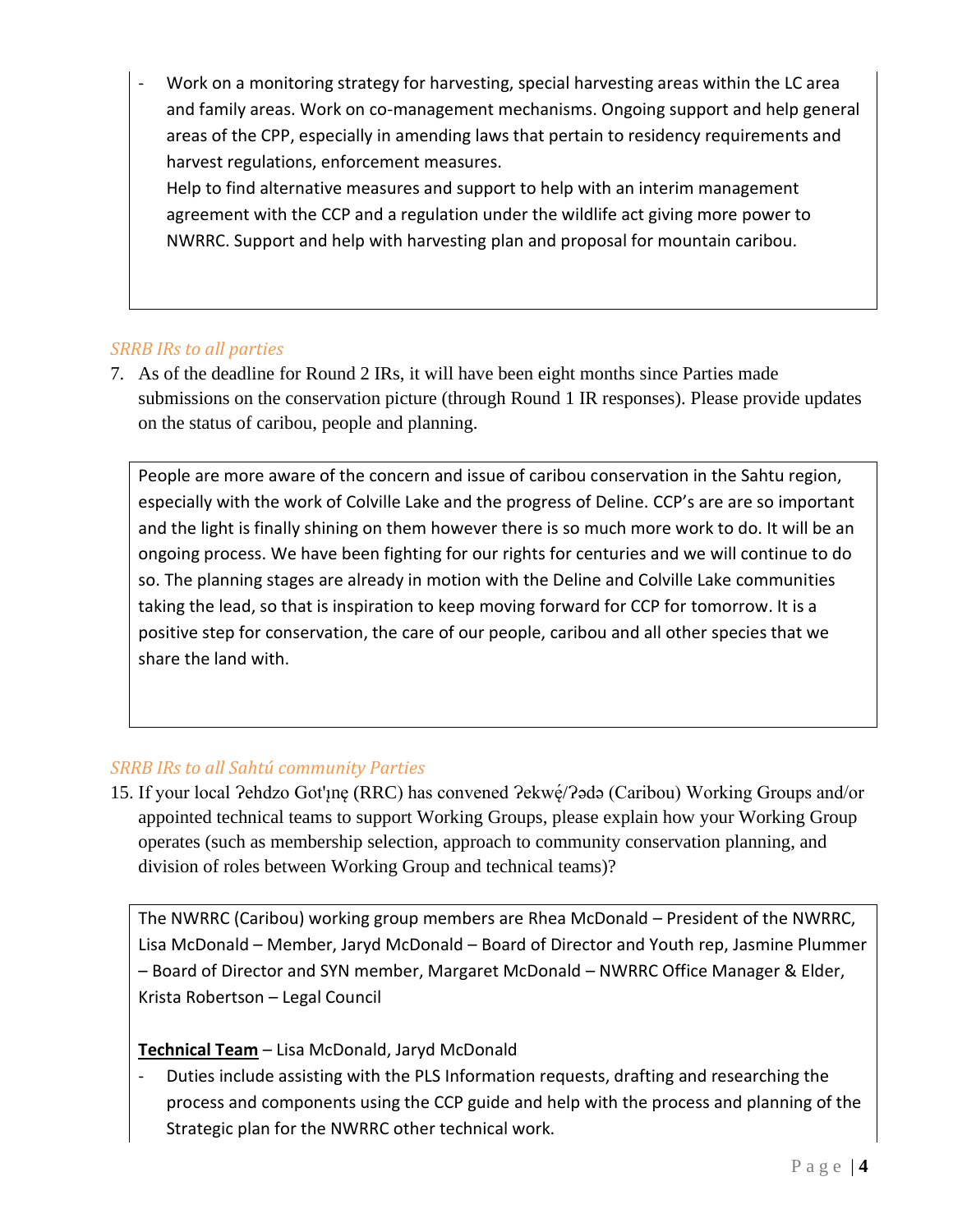- Work on a monitoring strategy for harvesting, special harvesting areas within the LC area and family areas. Work on co-management mechanisms. Ongoing support and help general areas of the CPP, especially in amending laws that pertain to residency requirements and harvest regulations, enforcement measures.
  Help to find alternative measures and support to help with an interim management agreement with the CCP and a regulation under the wildlife act giving more power to NWRRC. Support and help with harvesting plan and proposal for mountain caribou.

*SRRB IRs to all parties*

7. As of the deadline for Round 2 IRs, it will have been eight months since Parties made submissions on the conservation picture (through Round 1 IR responses). Please provide updates on the status of caribou, people and planning.

People are more aware of the concern and issue of caribou conservation in the Sahtu region, especially with the work of Colville Lake and the progress of Deline. CCP's are are so important and the light is finally shining on them however there is so much more work to do. It will be an ongoing process. We have been fighting for our rights for centuries and we will continue to do so. The planning stages are already in motion with the Deline and Colville Lake communities taking the lead, so that is inspiration to keep moving forward for CCP for tomorrow. It is a positive step for conservation, the care of our people, caribou and all other species that we share the land with.

*SRRB IRs to all Sahtú community Parties*

15. If your local ʔehdzo Got'ı̨nę (RRC) has convened ʔekwę́/ʔədə (Caribou) Working Groups and/or appointed technical teams to support Working Groups, please explain how your Working Group operates (such as membership selection, approach to community conservation planning, and division of roles between Working Group and technical teams)?

The NWRRC (Caribou) working group members are Rhea McDonald – President of the NWRRC, Lisa McDonald – Member, Jaryd McDonald – Board of Director and Youth rep, Jasmine Plummer – Board of Director and SYN member, Margaret McDonald – NWRRC Office Manager & Elder, Krista Robertson – Legal Council

**Technical Team** – Lisa McDonald, Jaryd McDonald

- Duties include assisting with the PLS Information requests, drafting and researching the process and components using the CCP guide and help with the process and planning of the Strategic plan for the NWRRC other technical work.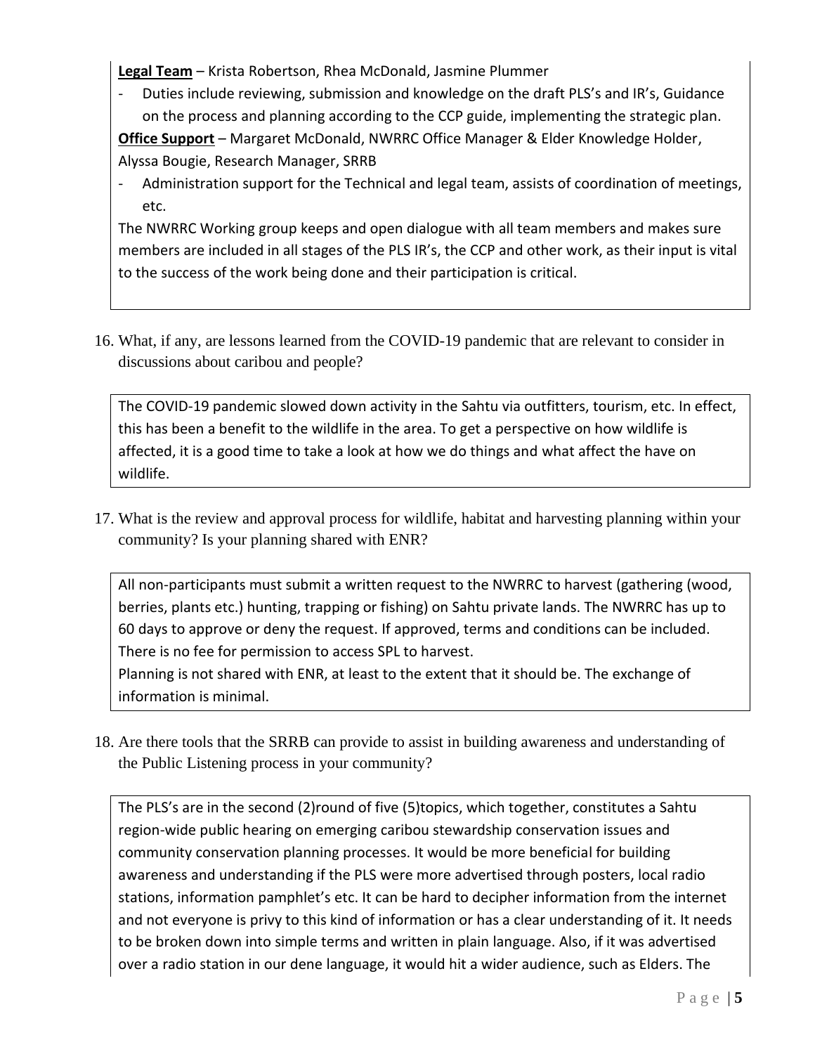**Legal Team** – Krista Robertson, Rhea McDonald, Jasmine Plummer

- Duties include reviewing, submission and knowledge on the draft PLS's and IR's, Guidance on the process and planning according to the CCP guide, implementing the strategic plan.

**Office Support** – Margaret McDonald, NWRRC Office Manager & Elder Knowledge Holder, Alyssa Bougie, Research Manager, SRRB

- Administration support for the Technical and legal team, assists of coordination of meetings, etc.

The NWRRC Working group keeps and open dialogue with all team members and makes sure members are included in all stages of the PLS IR's, the CCP and other work, as their input is vital to the success of the work being done and their participation is critical.

16. What, if any, are lessons learned from the COVID-19 pandemic that are relevant to consider in discussions about caribou and people?

The COVID-19 pandemic slowed down activity in the Sahtu via outfitters, tourism, etc. In effect, this has been a benefit to the wildlife in the area. To get a perspective on how wildlife is affected, it is a good time to take a look at how we do things and what affect the have on wildlife.

17. What is the review and approval process for wildlife, habitat and harvesting planning within your community? Is your planning shared with ENR?

All non-participants must submit a written request to the NWRRC to harvest (gathering (wood, berries, plants etc.) hunting, trapping or fishing) on Sahtu private lands. The NWRRC has up to 60 days to approve or deny the request. If approved, terms and conditions can be included. There is no fee for permission to access SPL to harvest.
Planning is not shared with ENR, at least to the extent that it should be. The exchange of information is minimal.

18. Are there tools that the SRRB can provide to assist in building awareness and understanding of the Public Listening process in your community?

The PLS's are in the second (2)round of five (5)topics, which together, constitutes a Sahtu region-wide public hearing on emerging caribou stewardship conservation issues and community conservation planning processes. It would be more beneficial for building awareness and understanding if the PLS were more advertised through posters, local radio stations, information pamphlet's etc. It can be hard to decipher information from the internet and not everyone is privy to this kind of information or has a clear understanding of it. It needs to be broken down into simple terms and written in plain language. Also, if it was advertised over a radio station in our dene language, it would hit a wider audience, such as Elders. The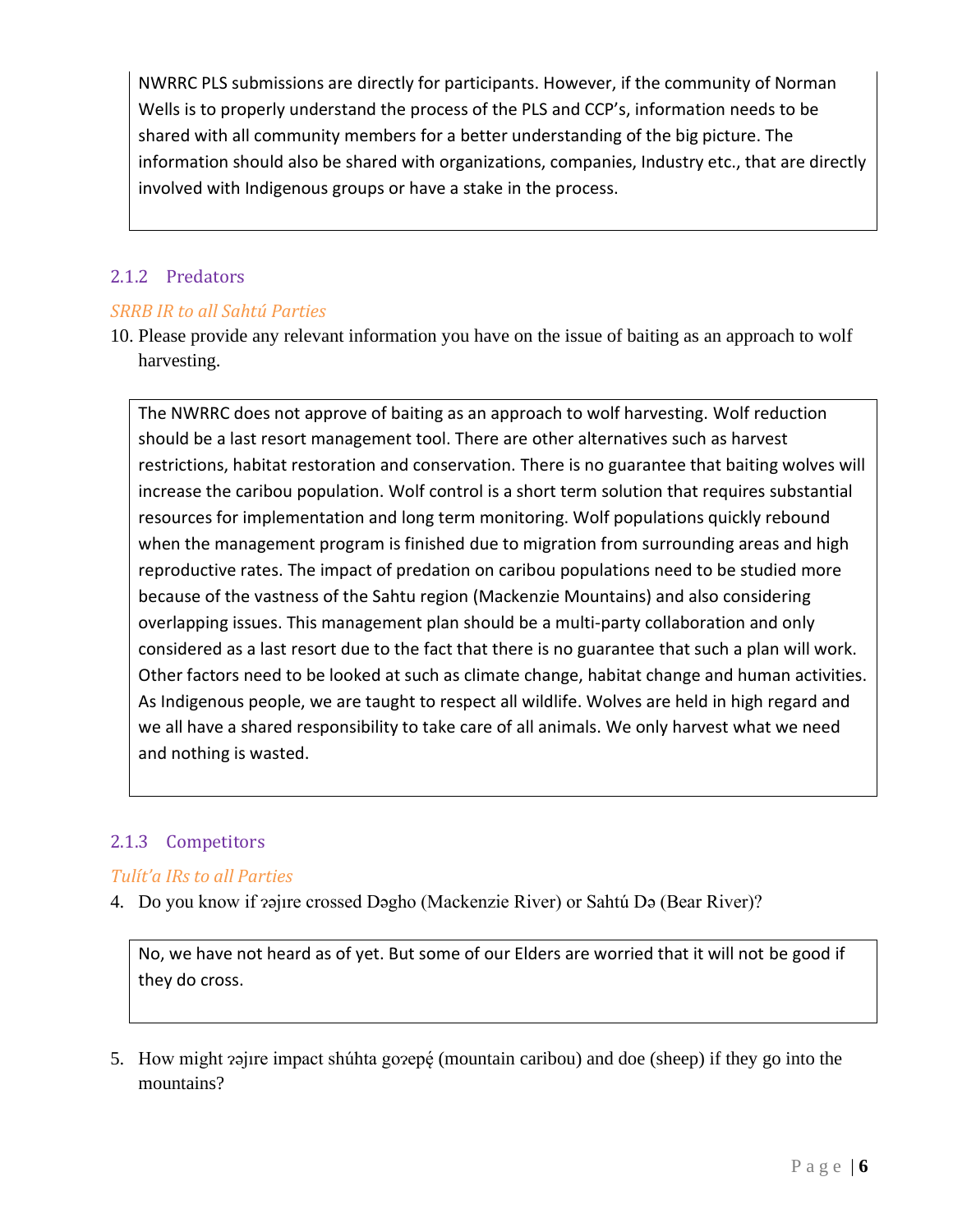NWRRC PLS submissions are directly for participants. However, if the community of Norman Wells is to properly understand the process of the PLS and CCP's, information needs to be shared with all community members for a better understanding of the big picture. The information should also be shared with organizations, companies, Industry etc., that are directly involved with Indigenous groups or have a stake in the process.

### 2.1.2 Predators

*SRRB IR to all Sahtú Parties*

10. Please provide any relevant information you have on the issue of baiting as an approach to wolf harvesting.

The NWRRC does not approve of baiting as an approach to wolf harvesting. Wolf reduction should be a last resort management tool. There are other alternatives such as harvest restrictions, habitat restoration and conservation. There is no guarantee that baiting wolves will increase the caribou population. Wolf control is a short term solution that requires substantial resources for implementation and long term monitoring. Wolf populations quickly rebound when the management program is finished due to migration from surrounding areas and high reproductive rates. The impact of predation on caribou populations need to be studied more because of the vastness of the Sahtu region (Mackenzie Mountains) and also considering overlapping issues. This management plan should be a multi-party collaboration and only considered as a last resort due to the fact that there is no guarantee that such a plan will work. Other factors need to be looked at such as climate change, habitat change and human activities. As Indigenous people, we are taught to respect all wildlife. Wolves are held in high regard and we all have a shared responsibility to take care of all animals. We only harvest what we need and nothing is wasted.

### 2.1.3 Competitors

*Tulít'a IRs to all Parties*

4. Do you know if ʔəjıre crossed Dəgho (Mackenzie River) or Sahtú Də (Bear River)?

No, we have not heard as of yet. But some of our Elders are worried that it will not be good if they do cross.

5. How might ʔəjıre impact shúhta goʔepę́ (mountain caribou) and doe (sheep) if they go into the mountains?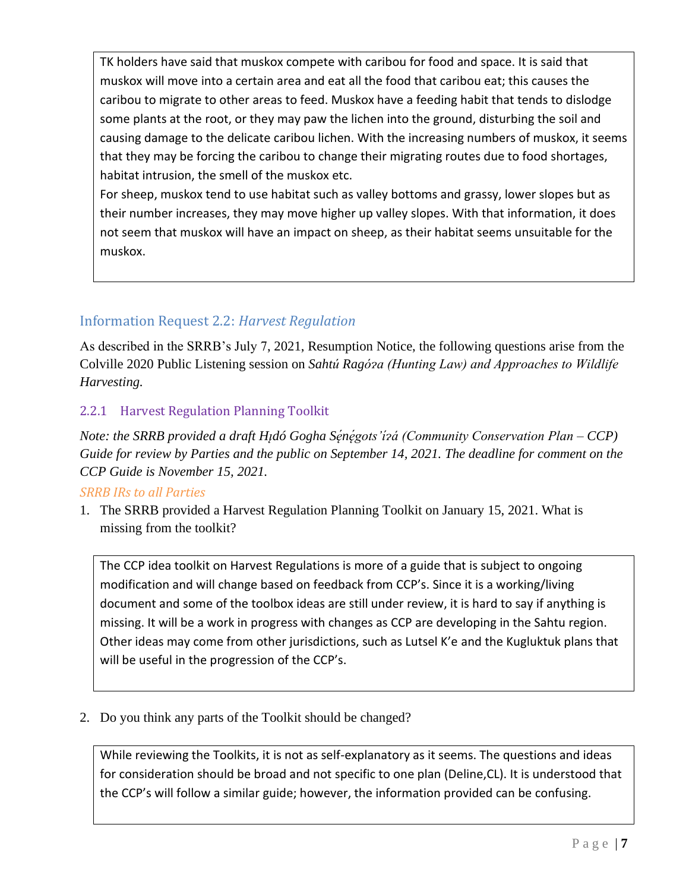TK holders have said that muskox compete with caribou for food and space. It is said that muskox will move into a certain area and eat all the food that caribou eat; this causes the caribou to migrate to other areas to feed. Muskox have a feeding habit that tends to dislodge some plants at the root, or they may paw the lichen into the ground, disturbing the soil and causing damage to the delicate caribou lichen. With the increasing numbers of muskox, it seems that they may be forcing the caribou to change their migrating routes due to food shortages, habitat intrusion, the smell of the muskox etc.

For sheep, muskox tend to use habitat such as valley bottoms and grassy, lower slopes but as their number increases, they may move higher up valley slopes. With that information, it does not seem that muskox will have an impact on sheep, as their habitat seems unsuitable for the muskox.

## Information Request 2.2: *Harvest Regulation*

As described in the SRRB's July 7, 2021, Resumption Notice, the following questions arise from the Colville 2020 Public Listening session on *Sahtú Ragóɂa (Hunting Law) and Approaches to Wildlife Harvesting.*

### 2.2.1 Harvest Regulation Planning Toolkit

*Note: the SRRB provided a draft Hı̨dó Gogha Sę́nę́gots'íɂá (Community Conservation Plan – CCP) Guide for review by Parties and the public on September 14, 2021. The deadline for comment on the CCP Guide is November 15, 2021.*

*SRRB IRs to all Parties*

1. The SRRB provided a Harvest Regulation Planning Toolkit on January 15, 2021. What is missing from the toolkit?

The CCP idea toolkit on Harvest Regulations is more of a guide that is subject to ongoing modification and will change based on feedback from CCP's. Since it is a working/living document and some of the toolbox ideas are still under review, it is hard to say if anything is missing. It will be a work in progress with changes as CCP are developing in the Sahtu region. Other ideas may come from other jurisdictions, such as Lutsel K'e and the Kugluktuk plans that will be useful in the progression of the CCP's.

2. Do you think any parts of the Toolkit should be changed?

While reviewing the Toolkits, it is not as self-explanatory as it seems. The questions and ideas for consideration should be broad and not specific to one plan (Deline,CL). It is understood that the CCP's will follow a similar guide; however, the information provided can be confusing.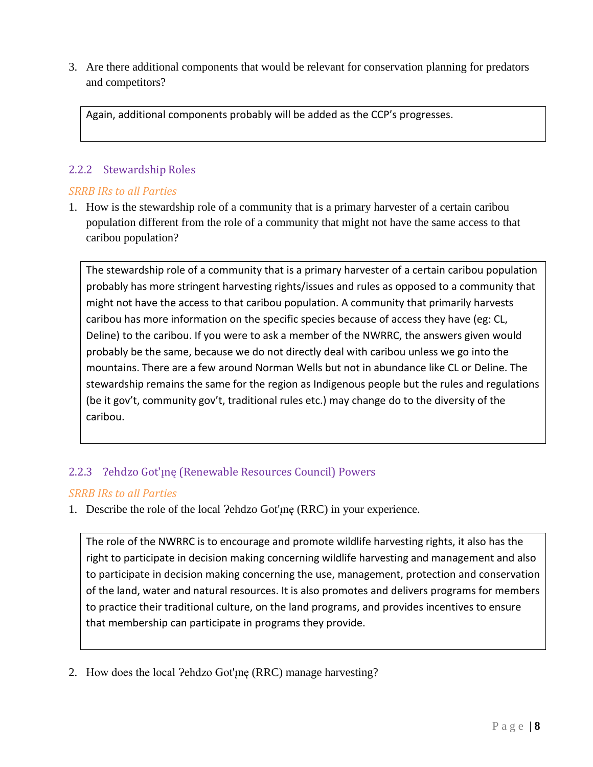3. Are there additional components that would be relevant for conservation planning for predators and competitors?

> Again, additional components probably will be added as the CCP's progresses.

### 2.2.2 Stewardship Roles

*SRRB IRs to all Parties*

1. How is the stewardship role of a community that is a primary harvester of a certain caribou population different from the role of a community that might not have the same access to that caribou population?

> The stewardship role of a community that is a primary harvester of a certain caribou population probably has more stringent harvesting rights/issues and rules as opposed to a community that might not have the access to that caribou population. A community that primarily harvests caribou has more information on the specific species because of access they have (eg: CL, Deline) to the caribou. If you were to ask a member of the NWRRC, the answers given would probably be the same, because we do not directly deal with caribou unless we go into the mountains. There are a few around Norman Wells but not in abundance like CL or Deline. The stewardship remains the same for the region as Indigenous people but the rules and regulations (be it gov't, community gov't, traditional rules etc.) may change do to the diversity of the caribou.

### 2.2.3 Ɂehdzo Got'ı̨nę (Renewable Resources Council) Powers

*SRRB IRs to all Parties*

1. Describe the role of the local Ɂehdzo Got'ı̨nę (RRC) in your experience.

> The role of the NWRRC is to encourage and promote wildlife harvesting rights, it also has the right to participate in decision making concerning wildlife harvesting and management and also to participate in decision making concerning the use, management, protection and conservation of the land, water and natural resources. It is also promotes and delivers programs for members to practice their traditional culture, on the land programs, and provides incentives to ensure that membership can participate in programs they provide.

2. How does the local Ɂehdzo Got'ı̨nę (RRC) manage harvesting?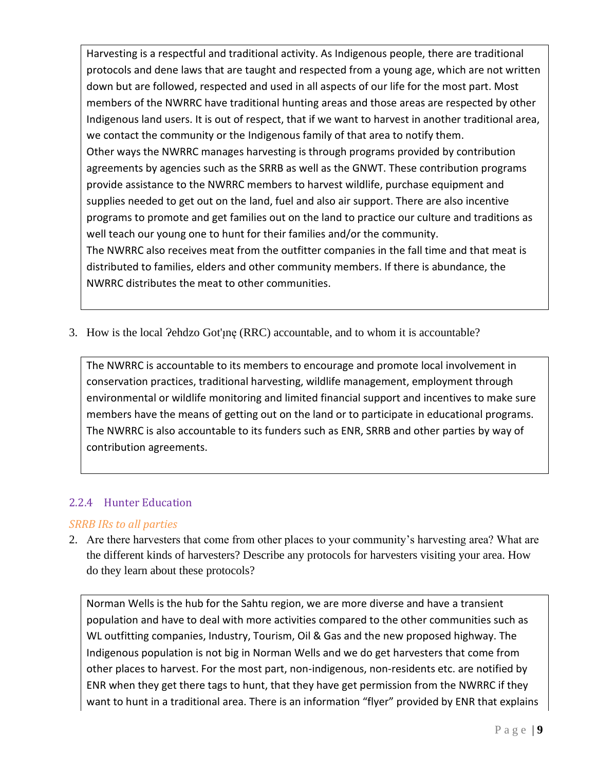Harvesting is a respectful and traditional activity. As Indigenous people, there are traditional protocols and dene laws that are taught and respected from a young age, which are not written down but are followed, respected and used in all aspects of our life for the most part. Most members of the NWRRC have traditional hunting areas and those areas are respected by other Indigenous land users. It is out of respect, that if we want to harvest in another traditional area, we contact the community or the Indigenous family of that area to notify them.

Other ways the NWRRC manages harvesting is through programs provided by contribution agreements by agencies such as the SRRB as well as the GNWT. These contribution programs provide assistance to the NWRRC members to harvest wildlife, purchase equipment and supplies needed to get out on the land, fuel and also air support. There are also incentive programs to promote and get families out on the land to practice our culture and traditions as well teach our young one to hunt for their families and/or the community.

The NWRRC also receives meat from the outfitter companies in the fall time and that meat is distributed to families, elders and other community members. If there is abundance, the NWRRC distributes the meat to other communities.

3. How is the local ʔehdzo Got'ı̨nę (RRC) accountable, and to whom it is accountable?

The NWRRC is accountable to its members to encourage and promote local involvement in conservation practices, traditional harvesting, wildlife management, employment through environmental or wildlife monitoring and limited financial support and incentives to make sure members have the means of getting out on the land or to participate in educational programs. The NWRRC is also accountable to its funders such as ENR, SRRB and other parties by way of contribution agreements.

### 2.2.4 Hunter Education

*SRRB IRs to all parties*

2. Are there harvesters that come from other places to your community's harvesting area? What are the different kinds of harvesters? Describe any protocols for harvesters visiting your area. How do they learn about these protocols?

Norman Wells is the hub for the Sahtu region, we are more diverse and have a transient population and have to deal with more activities compared to the other communities such as WL outfitting companies, Industry, Tourism, Oil & Gas and the new proposed highway. The Indigenous population is not big in Norman Wells and we do get harvesters that come from other places to harvest. For the most part, non-indigenous, non-residents etc. are notified by ENR when they get there tags to hunt, that they have get permission from the NWRRC if they want to hunt in a traditional area. There is an information "flyer" provided by ENR that explains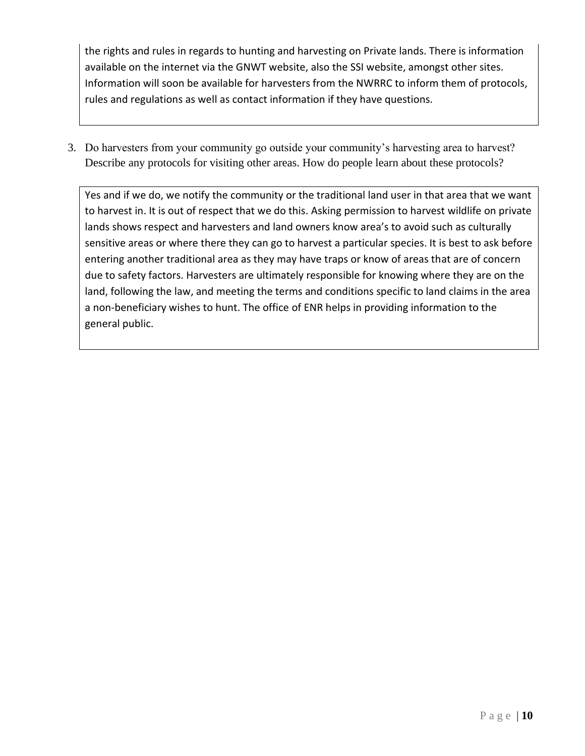the rights and rules in regards to hunting and harvesting on Private lands. There is information available on the internet via the GNWT website, also the SSI website, amongst other sites. Information will soon be available for harvesters from the NWRRC to inform them of protocols, rules and regulations as well as contact information if they have questions.

3. Do harvesters from your community go outside your community's harvesting area to harvest? Describe any protocols for visiting other areas. How do people learn about these protocols?

Yes and if we do, we notify the community or the traditional land user in that area that we want to harvest in. It is out of respect that we do this. Asking permission to harvest wildlife on private lands shows respect and harvesters and land owners know area's to avoid such as culturally sensitive areas or where there they can go to harvest a particular species. It is best to ask before entering another traditional area as they may have traps or know of areas that are of concern due to safety factors. Harvesters are ultimately responsible for knowing where they are on the land, following the law, and meeting the terms and conditions specific to land claims in the area a non-beneficiary wishes to hunt. The office of ENR helps in providing information to the general public.